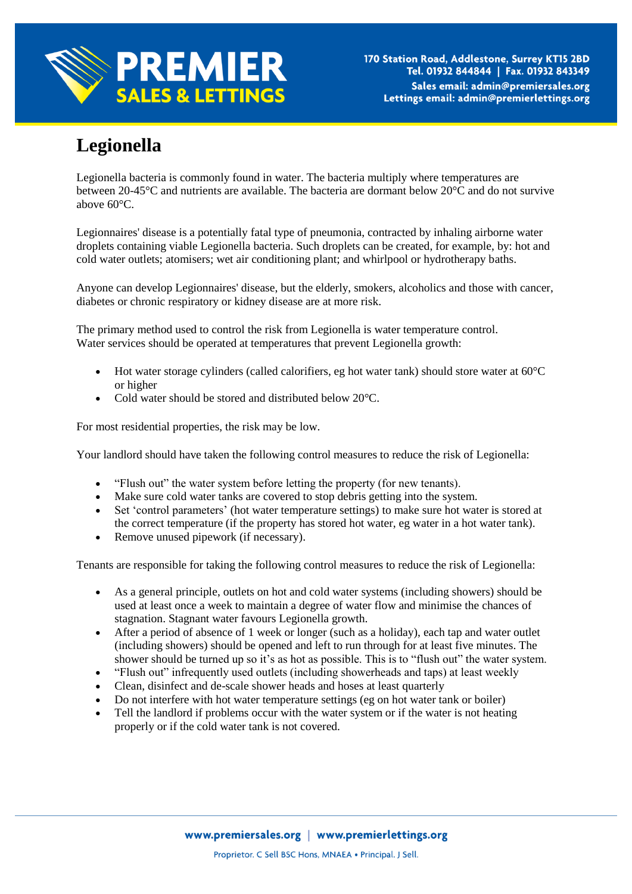# Legionella

Legionella bacteria is commonly found in water. The bacteria multiply where temperatures are between 20-45°C and nutrients are available. The bacteria are dormant below 20°C and do not survive above 60°C.

Legionnaires' disease is a potentially fatal type of pneumonia, contracted by inhaling airborne water droplets containing viable Legionella bacteria. Such droplets can be created, for example, by: hot and cold water outlets; atomisers; wet air conditioning plant; and whirlpool or hydrotherapy baths.

Anyone can develop Legionnaires' disease, but the elderly, smokers, alcoholics and those with cancer, diabetes or chronic respiratory or kidney disease are at more risk.

The primary method used to control the risk from Legionella is water temperature control. Water services should be operated at temperatures that prevent Legionella growth:

- Hot water storage cylinders (called calorifiers, eg hot water tank) should store water at 60°C or higher
- Cold water should be stored and distributed below 20°C.

For most residential properties, the risk may be low.

Your landlord should have taken the following control measures to reduce the risk of Legionella:

- "Flush out" the water system before letting the property (for new tenants).
- Make sure cold water tanks are covered to stop debris getting into the system.
- Set 'control parameters' (hot water temperature settings) to make sure hot water is stored at the correct temperature (if the property has stored hot water, eg water in a hot water tank).
- Remove unused pipework (if necessary).

Tenants are responsible for taking the following control measures to reduce the risk of Legionella:

- As a general principle, outlets on hot and cold water systems (including showers) should be used at least once a week to maintain a degree of water flow and minimise the chances of stagnation. Stagnant water favours Legionella growth.
- After a period of absence of 1 week or longer (such as a holiday), each tap and water outlet (including showers) should be opened and left to run through for at least five minutes. The shower should be turned up so it's as hot as possible. This is to "flush out" the water system.
- "Flush out" infrequently used outlets (including showerheads and taps) at least weekly
- Clean, disinfect and de-scale shower heads and hoses at least quarterly
- Do not interfere with hot water temperature settings (eg on hot water tank or boiler)
- Tell the landlord if problems occur with the water system or if the water is not heating properly or if the cold water tank is not covered.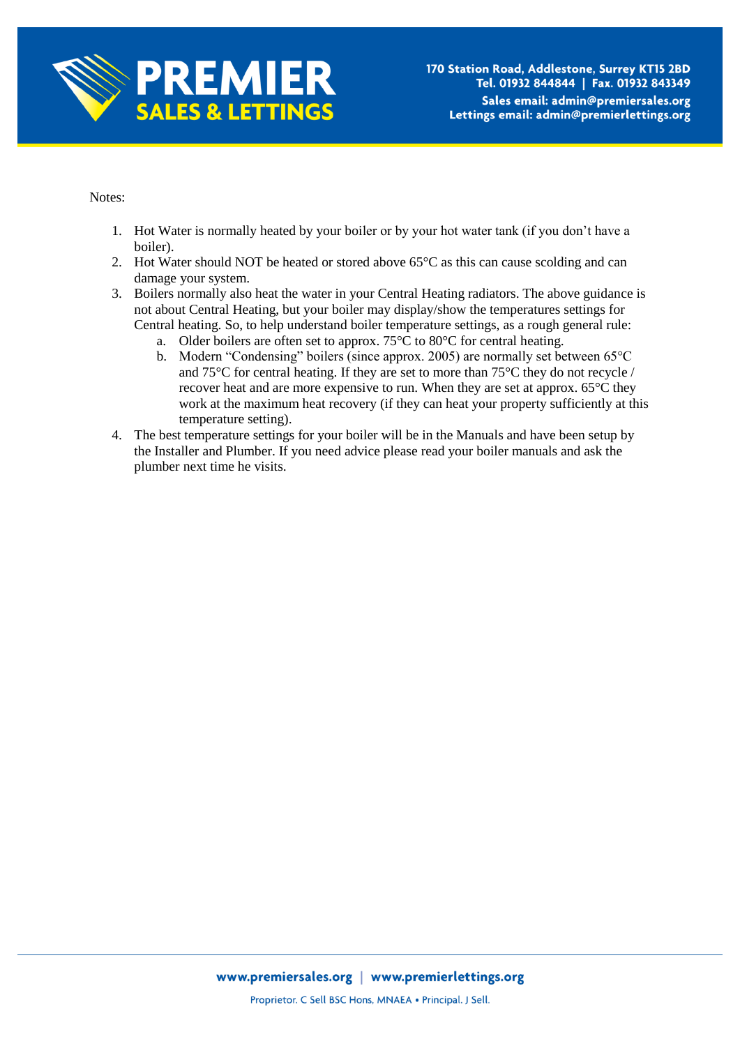Notes:

1. Hot Water is normally heated by your boiler or by your hot water tank (if you don't have a boiler).
2. Hot Water should NOT be heated or stored above 65°C as this can cause scolding and can damage your system.
3. Boilers normally also heat the water in your Central Heating radiators. The above guidance is not about Central Heating, but your boiler may display/show the temperatures settings for Central heating. So, to help understand boiler temperature settings, as a rough general rule:
   a. Older boilers are often set to approx. 75°C to 80°C for central heating.
   b. Modern "Condensing" boilers (since approx. 2005) are normally set between 65°C and 75°C for central heating. If they are set to more than 75°C they do not recycle / recover heat and are more expensive to run. When they are set at approx. 65°C they work at the maximum heat recovery (if they can heat your property sufficiently at this temperature setting).
4. The best temperature settings for your boiler will be in the Manuals and have been setup by the Installer and Plumber. If you need advice please read your boiler manuals and ask the plumber next time he visits.